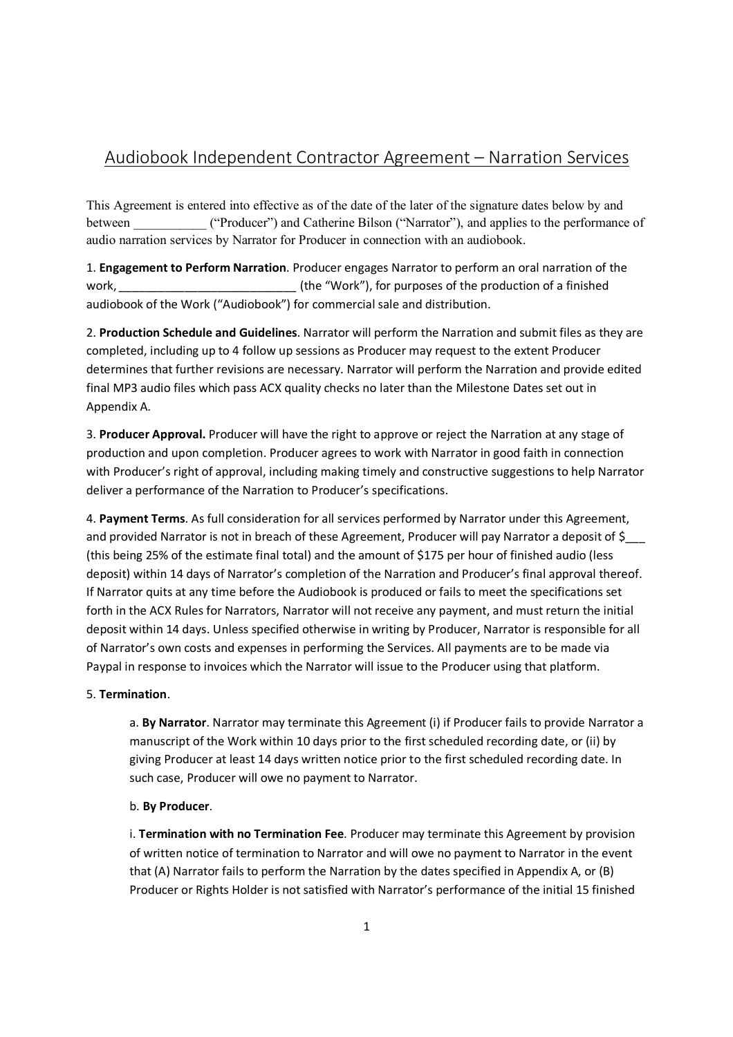# Audiobook Independent Contractor Agreement – Narration Services

This Agreement is entered into effective as of the date of the later of the signature dates below by and between ___________ ("Producer") and Catherine Bilson ("Narrator"), and applies to the performance of audio narration services by Narrator for Producer in connection with an audiobook.

1. **Engagement to Perform Narration**. Producer engages Narrator to perform an oral narration of the work, ___________________________ (the "Work"), for purposes of the production of a finished audiobook of the Work ("Audiobook") for commercial sale and distribution.

2. **Production Schedule and Guidelines**. Narrator will perform the Narration and submit files as they are completed, including up to 4 follow up sessions as Producer may request to the extent Producer determines that further revisions are necessary. Narrator will perform the Narration and provide edited final MP3 audio files which pass ACX quality checks no later than the Milestone Dates set out in Appendix A.

3. **Producer Approval.** Producer will have the right to approve or reject the Narration at any stage of production and upon completion. Producer agrees to work with Narrator in good faith in connection with Producer's right of approval, including making timely and constructive suggestions to help Narrator deliver a performance of the Narration to Producer's specifications.

4. **Payment Terms**. As full consideration for all services performed by Narrator under this Agreement, and provided Narrator is not in breach of these Agreement, Producer will pay Narrator a deposit of $___ (this being 25% of the estimate final total) and the amount of $175 per hour of finished audio (less deposit) within 14 days of Narrator's completion of the Narration and Producer's final approval thereof. If Narrator quits at any time before the Audiobook is produced or fails to meet the specifications set forth in the ACX Rules for Narrators, Narrator will not receive any payment, and must return the initial deposit within 14 days. Unless specified otherwise in writing by Producer, Narrator is responsible for all of Narrator's own costs and expenses in performing the Services. All payments are to be made via Paypal in response to invoices which the Narrator will issue to the Producer using that platform.

5. **Termination**.

a. **By Narrator**. Narrator may terminate this Agreement (i) if Producer fails to provide Narrator a manuscript of the Work within 10 days prior to the first scheduled recording date, or (ii) by giving Producer at least 14 days written notice prior to the first scheduled recording date. In such case, Producer will owe no payment to Narrator.

b. **By Producer**.

i. **Termination with no Termination Fee**. Producer may terminate this Agreement by provision of written notice of termination to Narrator and will owe no payment to Narrator in the event that (A) Narrator fails to perform the Narration by the dates specified in Appendix A, or (B) Producer or Rights Holder is not satisfied with Narrator's performance of the initial 15 finished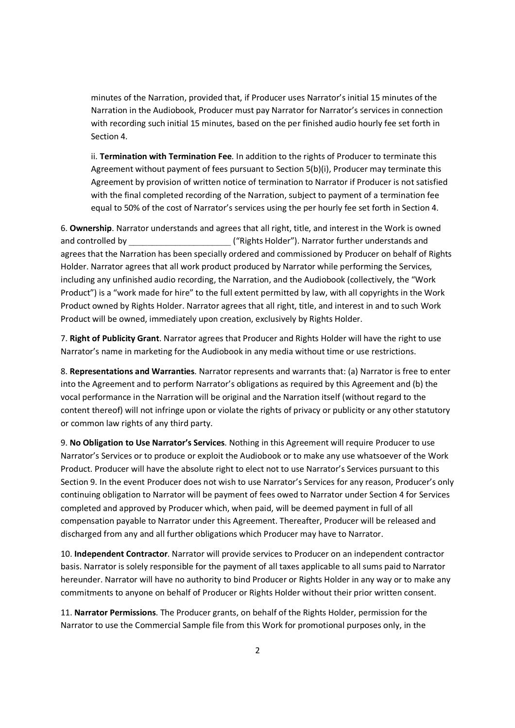minutes of the Narration, provided that, if Producer uses Narrator's initial 15 minutes of the Narration in the Audiobook, Producer must pay Narrator for Narrator's services in connection with recording such initial 15 minutes, based on the per finished audio hourly fee set forth in Section 4.

ii. **Termination with Termination Fee**. In addition to the rights of Producer to terminate this Agreement without payment of fees pursuant to Section 5(b)(i), Producer may terminate this Agreement by provision of written notice of termination to Narrator if Producer is not satisfied with the final completed recording of the Narration, subject to payment of a termination fee equal to 50% of the cost of Narrator's services using the per hourly fee set forth in Section 4.

6. **Ownership**. Narrator understands and agrees that all right, title, and interest in the Work is owned and controlled by ______________________ ("Rights Holder"). Narrator further understands and agrees that the Narration has been specially ordered and commissioned by Producer on behalf of Rights Holder. Narrator agrees that all work product produced by Narrator while performing the Services, including any unfinished audio recording, the Narration, and the Audiobook (collectively, the "Work Product") is a "work made for hire" to the full extent permitted by law, with all copyrights in the Work Product owned by Rights Holder. Narrator agrees that all right, title, and interest in and to such Work Product will be owned, immediately upon creation, exclusively by Rights Holder.

7. **Right of Publicity Grant**. Narrator agrees that Producer and Rights Holder will have the right to use Narrator's name in marketing for the Audiobook in any media without time or use restrictions.

8. **Representations and Warranties**. Narrator represents and warrants that: (a) Narrator is free to enter into the Agreement and to perform Narrator's obligations as required by this Agreement and (b) the vocal performance in the Narration will be original and the Narration itself (without regard to the content thereof) will not infringe upon or violate the rights of privacy or publicity or any other statutory or common law rights of any third party.

9. **No Obligation to Use Narrator's Services**. Nothing in this Agreement will require Producer to use Narrator's Services or to produce or exploit the Audiobook or to make any use whatsoever of the Work Product. Producer will have the absolute right to elect not to use Narrator's Services pursuant to this Section 9. In the event Producer does not wish to use Narrator's Services for any reason, Producer's only continuing obligation to Narrator will be payment of fees owed to Narrator under Section 4 for Services completed and approved by Producer which, when paid, will be deemed payment in full of all compensation payable to Narrator under this Agreement. Thereafter, Producer will be released and discharged from any and all further obligations which Producer may have to Narrator.

10. **Independent Contractor**. Narrator will provide services to Producer on an independent contractor basis. Narrator is solely responsible for the payment of all taxes applicable to all sums paid to Narrator hereunder. Narrator will have no authority to bind Producer or Rights Holder in any way or to make any commitments to anyone on behalf of Producer or Rights Holder without their prior written consent.

11. **Narrator Permissions**. The Producer grants, on behalf of the Rights Holder, permission for the Narrator to use the Commercial Sample file from this Work for promotional purposes only, in the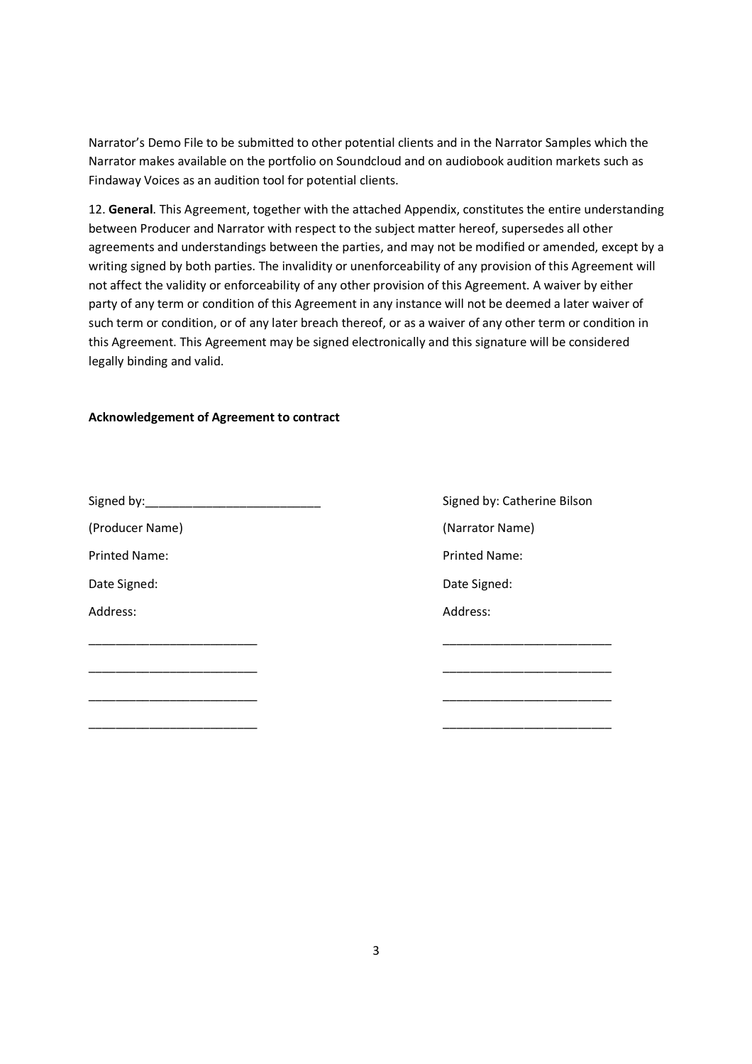Narrator's Demo File to be submitted to other potential clients and in the Narrator Samples which the Narrator makes available on the portfolio on Soundcloud and on audiobook audition markets such as Findaway Voices as an audition tool for potential clients.

12. **General**. This Agreement, together with the attached Appendix, constitutes the entire understanding between Producer and Narrator with respect to the subject matter hereof, supersedes all other agreements and understandings between the parties, and may not be modified or amended, except by a writing signed by both parties. The invalidity or unenforceability of any provision of this Agreement will not affect the validity or enforceability of any other provision of this Agreement. A waiver by either party of any term or condition of this Agreement in any instance will not be deemed a later waiver of such term or condition, or of any later breach thereof, or as a waiver of any other term or condition in this Agreement. This Agreement may be signed electronically and this signature will be considered legally binding and valid.

**Acknowledgement of Agreement to contract**

Signed by:_________________________

(Producer Name)

Printed Name:

Date Signed:

Address:

_________________________

_________________________

_________________________

_________________________

Signed by: Catherine Bilson

(Narrator Name)

Printed Name:

Date Signed:

Address:

_________________________

_________________________

_________________________

_________________________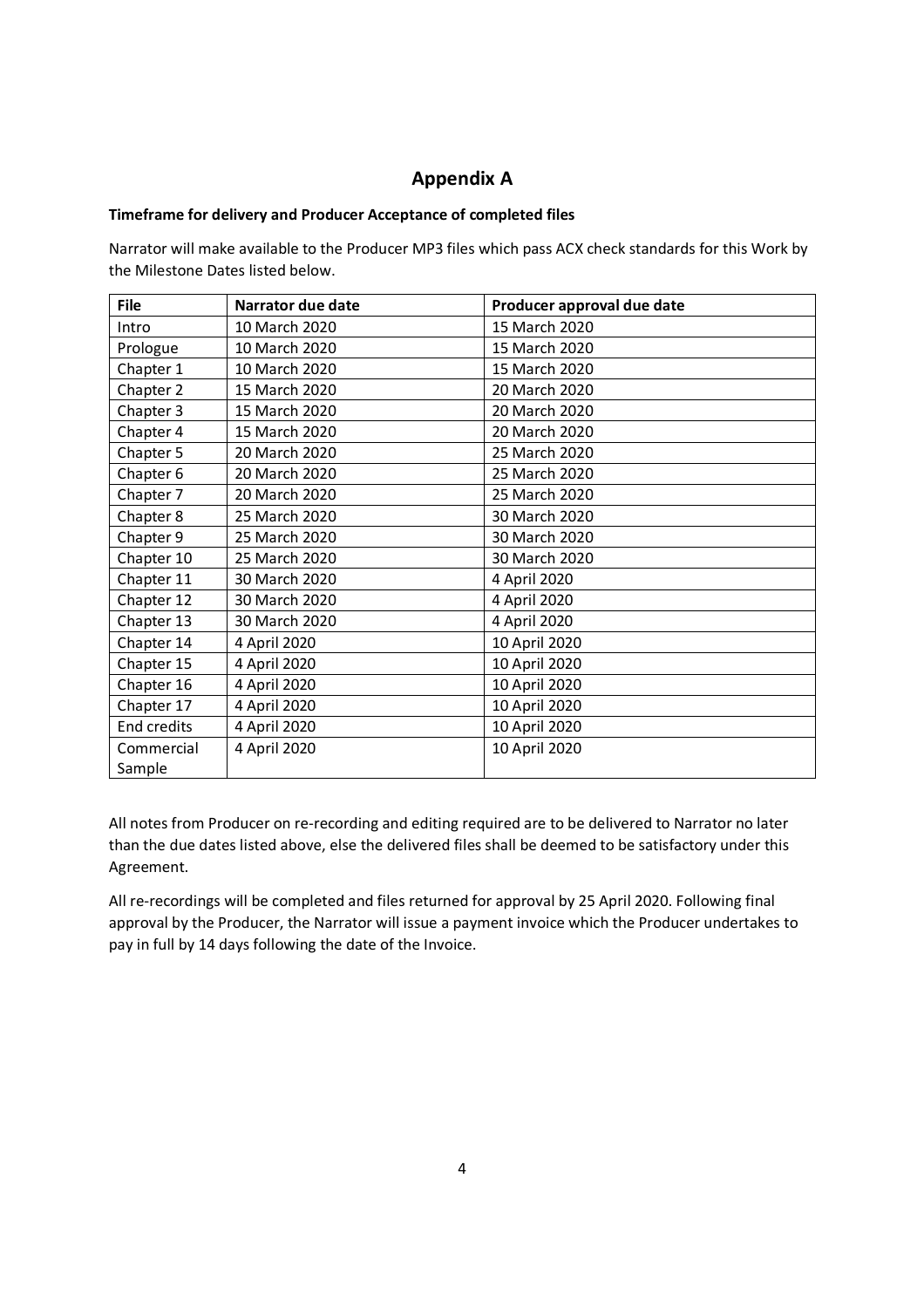## Appendix A

**Timeframe for delivery and Producer Acceptance of completed files**

Narrator will make available to the Producer MP3 files which pass ACX check standards for this Work by the Milestone Dates listed below.

| File | Narrator due date | Producer approval due date |
|---|---|---|
| Intro | 10 March 2020 | 15 March 2020 |
| Prologue | 10 March 2020 | 15 March 2020 |
| Chapter 1 | 10 March 2020 | 15 March 2020 |
| Chapter 2 | 15 March 2020 | 20 March 2020 |
| Chapter 3 | 15 March 2020 | 20 March 2020 |
| Chapter 4 | 15 March 2020 | 20 March 2020 |
| Chapter 5 | 20 March 2020 | 25 March 2020 |
| Chapter 6 | 20 March 2020 | 25 March 2020 |
| Chapter 7 | 20 March 2020 | 25 March 2020 |
| Chapter 8 | 25 March 2020 | 30 March 2020 |
| Chapter 9 | 25 March 2020 | 30 March 2020 |
| Chapter 10 | 25 March 2020 | 30 March 2020 |
| Chapter 11 | 30 March 2020 | 4 April 2020 |
| Chapter 12 | 30 March 2020 | 4 April 2020 |
| Chapter 13 | 30 March 2020 | 4 April 2020 |
| Chapter 14 | 4 April 2020 | 10 April 2020 |
| Chapter 15 | 4 April 2020 | 10 April 2020 |
| Chapter 16 | 4 April 2020 | 10 April 2020 |
| Chapter 17 | 4 April 2020 | 10 April 2020 |
| End credits | 4 April 2020 | 10 April 2020 |
| Commercial Sample | 4 April 2020 | 10 April 2020 |

All notes from Producer on re-recording and editing required are to be delivered to Narrator no later than the due dates listed above, else the delivered files shall be deemed to be satisfactory under this Agreement.

All re-recordings will be completed and files returned for approval by 25 April 2020. Following final approval by the Producer, the Narrator will issue a payment invoice which the Producer undertakes to pay in full by 14 days following the date of the Invoice.